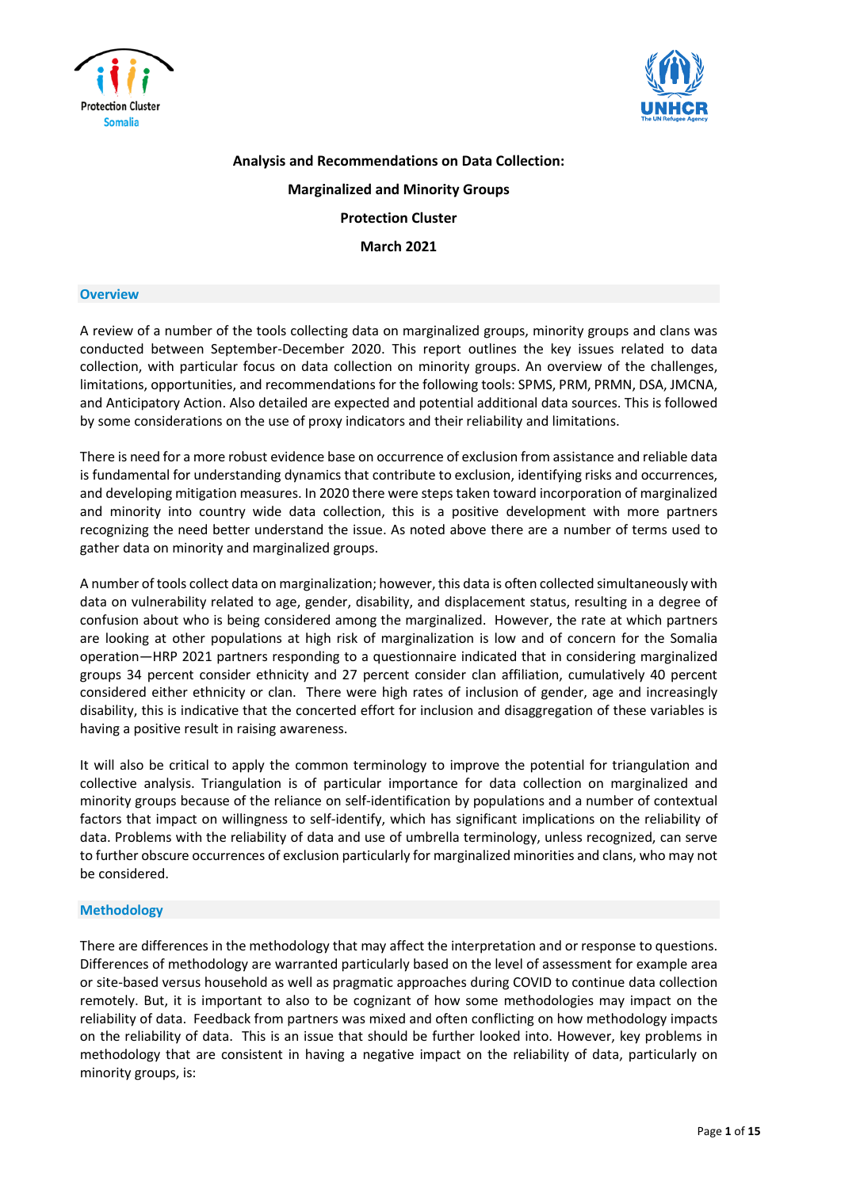**Analysis and Recommendations on Data Collection:**

**Marginalized and Minority Groups**

**Protection Cluster**

**March 2021**

## Overview

A review of a number of the tools collecting data on marginalized groups, minority groups and clans was conducted between September-December 2020. This report outlines the key issues related to data collection, with particular focus on data collection on minority groups. An overview of the challenges, limitations, opportunities, and recommendations for the following tools: SPMS, PRM, PRMN, DSA, JMCNA, and Anticipatory Action. Also detailed are expected and potential additional data sources. This is followed by some considerations on the use of proxy indicators and their reliability and limitations.

There is need for a more robust evidence base on occurrence of exclusion from assistance and reliable data is fundamental for understanding dynamics that contribute to exclusion, identifying risks and occurrences, and developing mitigation measures. In 2020 there were steps taken toward incorporation of marginalized and minority into country wide data collection, this is a positive development with more partners recognizing the need better understand the issue. As noted above there are a number of terms used to gather data on minority and marginalized groups.

A number of tools collect data on marginalization; however, this data is often collected simultaneously with data on vulnerability related to age, gender, disability, and displacement status, resulting in a degree of confusion about who is being considered among the marginalized. However, the rate at which partners are looking at other populations at high risk of marginalization is low and of concern for the Somalia operation—HRP 2021 partners responding to a questionnaire indicated that in considering marginalized groups 34 percent consider ethnicity and 27 percent consider clan affiliation, cumulatively 40 percent considered either ethnicity or clan. There were high rates of inclusion of gender, age and increasingly disability, this is indicative that the concerted effort for inclusion and disaggregation of these variables is having a positive result in raising awareness.

It will also be critical to apply the common terminology to improve the potential for triangulation and collective analysis. Triangulation is of particular importance for data collection on marginalized and minority groups because of the reliance on self-identification by populations and a number of contextual factors that impact on willingness to self-identify, which has significant implications on the reliability of data. Problems with the reliability of data and use of umbrella terminology, unless recognized, can serve to further obscure occurrences of exclusion particularly for marginalized minorities and clans, who may not be considered.

## Methodology

There are differences in the methodology that may affect the interpretation and or response to questions. Differences of methodology are warranted particularly based on the level of assessment for example area or site-based versus household as well as pragmatic approaches during COVID to continue data collection remotely. But, it is important to also to be cognizant of how some methodologies may impact on the reliability of data. Feedback from partners was mixed and often conflicting on how methodology impacts on the reliability of data. This is an issue that should be further looked into. However, key problems in methodology that are consistent in having a negative impact on the reliability of data, particularly on minority groups, is: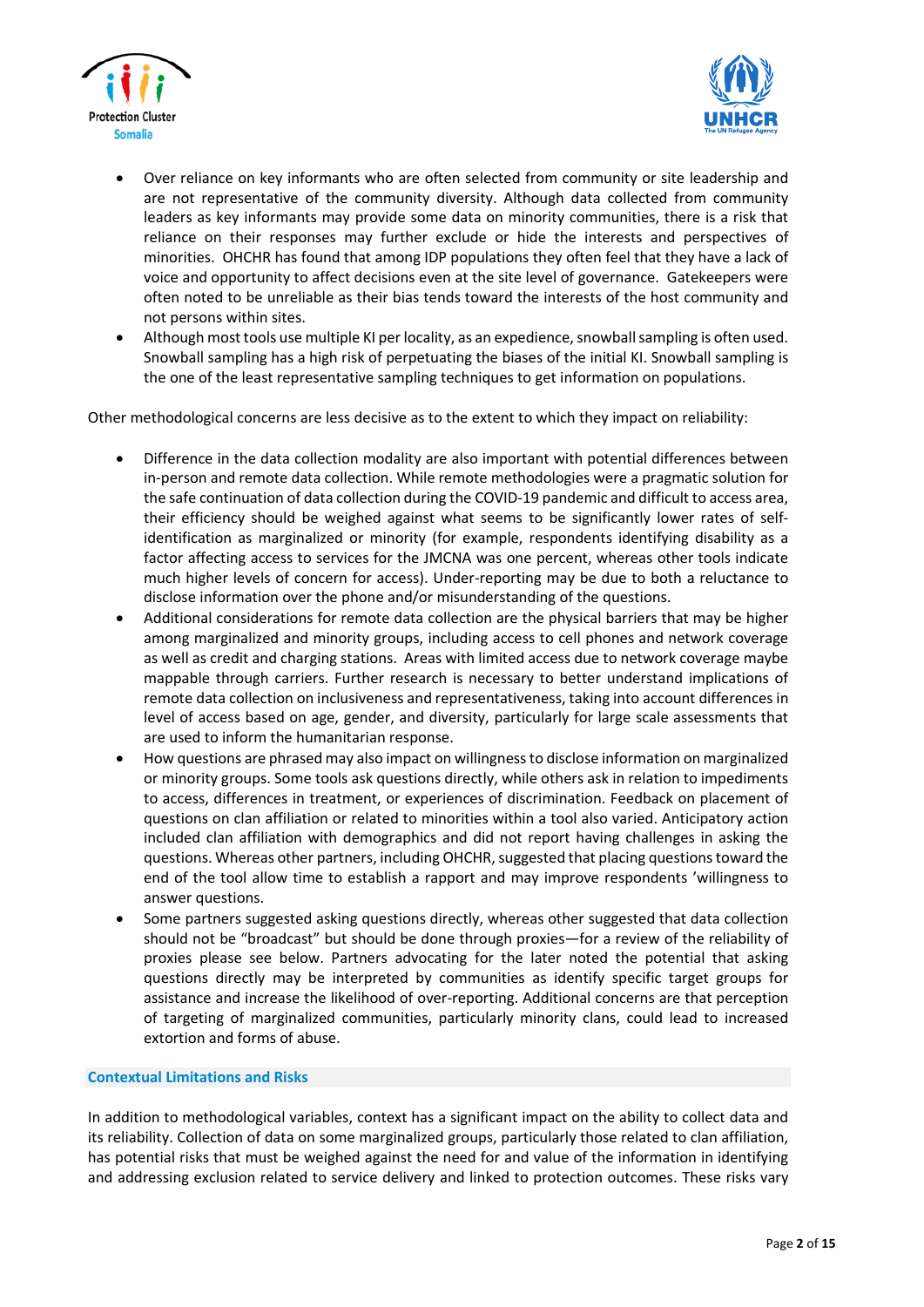- Over reliance on key informants who are often selected from community or site leadership and are not representative of the community diversity. Although data collected from community leaders as key informants may provide some data on minority communities, there is a risk that reliance on their responses may further exclude or hide the interests and perspectives of minorities. OHCHR has found that among IDP populations they often feel that they have a lack of voice and opportunity to affect decisions even at the site level of governance. Gatekeepers were often noted to be unreliable as their bias tends toward the interests of the host community and not persons within sites.
- Although most tools use multiple KI per locality, as an expedience, snowball sampling is often used. Snowball sampling has a high risk of perpetuating the biases of the initial KI. Snowball sampling is the one of the least representative sampling techniques to get information on populations.

Other methodological concerns are less decisive as to the extent to which they impact on reliability:

- Difference in the data collection modality are also important with potential differences between in-person and remote data collection. While remote methodologies were a pragmatic solution for the safe continuation of data collection during the COVID-19 pandemic and difficult to access area, their efficiency should be weighed against what seems to be significantly lower rates of self-identification as marginalized or minority (for example, respondents identifying disability as a factor affecting access to services for the JMCNA was one percent, whereas other tools indicate much higher levels of concern for access). Under-reporting may be due to both a reluctance to disclose information over the phone and/or misunderstanding of the questions.
- Additional considerations for remote data collection are the physical barriers that may be higher among marginalized and minority groups, including access to cell phones and network coverage as well as credit and charging stations. Areas with limited access due to network coverage maybe mappable through carriers. Further research is necessary to better understand implications of remote data collection on inclusiveness and representativeness, taking into account differences in level of access based on age, gender, and diversity, particularly for large scale assessments that are used to inform the humanitarian response.
- How questions are phrased may also impact on willingness to disclose information on marginalized or minority groups. Some tools ask questions directly, while others ask in relation to impediments to access, differences in treatment, or experiences of discrimination. Feedback on placement of questions on clan affiliation or related to minorities within a tool also varied. Anticipatory action included clan affiliation with demographics and did not report having challenges in asking the questions. Whereas other partners, including OHCHR, suggested that placing questions toward the end of the tool allow time to establish a rapport and may improve respondents 'willingness to answer questions.
- Some partners suggested asking questions directly, whereas other suggested that data collection should not be "broadcast" but should be done through proxies—for a review of the reliability of proxies please see below. Partners advocating for the later noted the potential that asking questions directly may be interpreted by communities as identify specific target groups for assistance and increase the likelihood of over-reporting. Additional concerns are that perception of targeting of marginalized communities, particularly minority clans, could lead to increased extortion and forms of abuse.

## Contextual Limitations and Risks

In addition to methodological variables, context has a significant impact on the ability to collect data and its reliability. Collection of data on some marginalized groups, particularly those related to clan affiliation, has potential risks that must be weighed against the need for and value of the information in identifying and addressing exclusion related to service delivery and linked to protection outcomes. These risks vary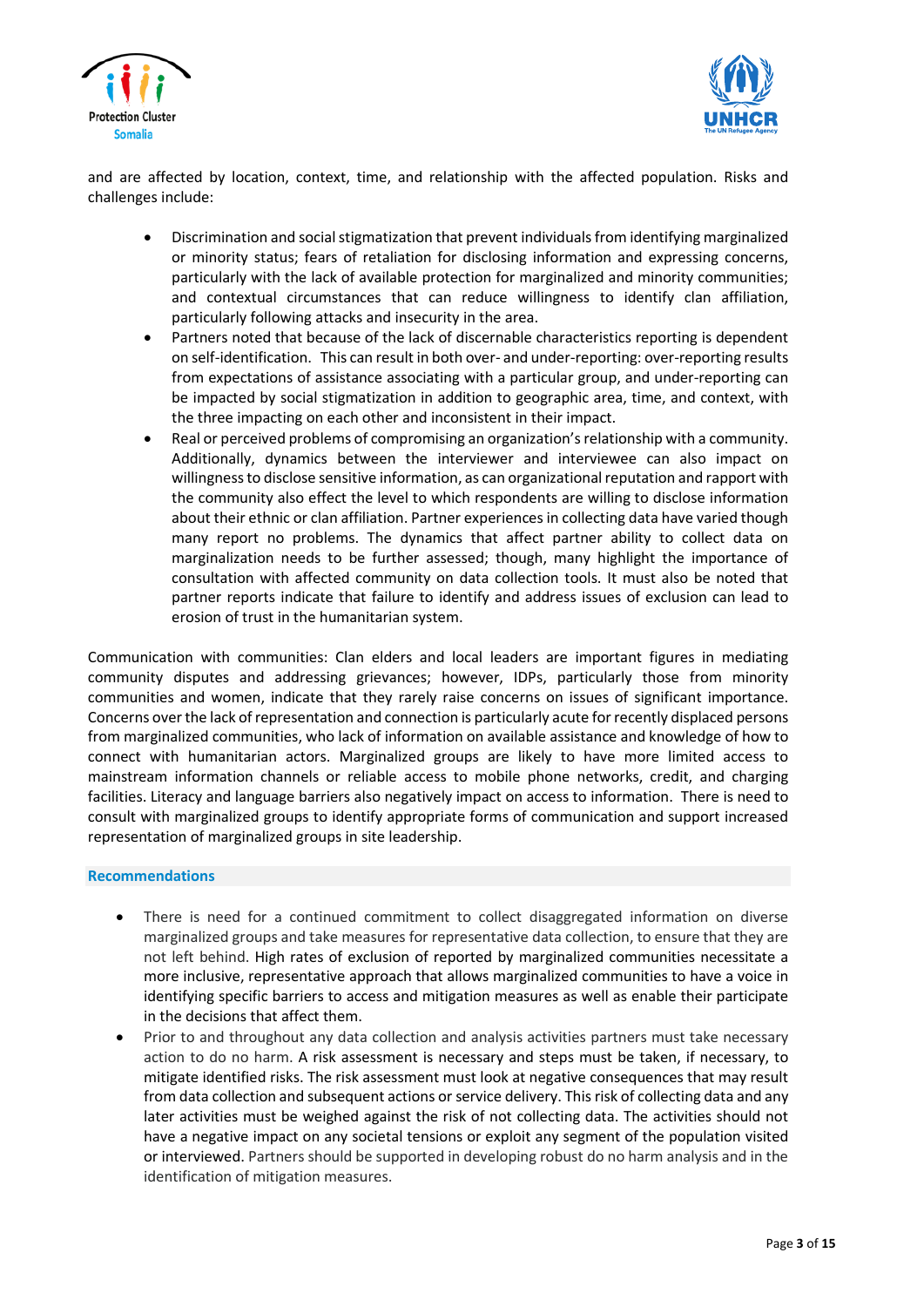and are affected by location, context, time, and relationship with the affected population. Risks and challenges include:

- Discrimination and social stigmatization that prevent individuals from identifying marginalized or minority status; fears of retaliation for disclosing information and expressing concerns, particularly with the lack of available protection for marginalized and minority communities; and contextual circumstances that can reduce willingness to identify clan affiliation, particularly following attacks and insecurity in the area.
- Partners noted that because of the lack of discernable characteristics reporting is dependent on self-identification. This can result in both over- and under-reporting: over-reporting results from expectations of assistance associating with a particular group, and under-reporting can be impacted by social stigmatization in addition to geographic area, time, and context, with the three impacting on each other and inconsistent in their impact.
- Real or perceived problems of compromising an organization's relationship with a community. Additionally, dynamics between the interviewer and interviewee can also impact on willingness to disclose sensitive information, as can organizational reputation and rapport with the community also effect the level to which respondents are willing to disclose information about their ethnic or clan affiliation. Partner experiences in collecting data have varied though many report no problems. The dynamics that affect partner ability to collect data on marginalization needs to be further assessed; though, many highlight the importance of consultation with affected community on data collection tools. It must also be noted that partner reports indicate that failure to identify and address issues of exclusion can lead to erosion of trust in the humanitarian system.

Communication with communities: Clan elders and local leaders are important figures in mediating community disputes and addressing grievances; however, IDPs, particularly those from minority communities and women, indicate that they rarely raise concerns on issues of significant importance. Concerns over the lack of representation and connection is particularly acute for recently displaced persons from marginalized communities, who lack of information on available assistance and knowledge of how to connect with humanitarian actors. Marginalized groups are likely to have more limited access to mainstream information channels or reliable access to mobile phone networks, credit, and charging facilities. Literacy and language barriers also negatively impact on access to information. There is need to consult with marginalized groups to identify appropriate forms of communication and support increased representation of marginalized groups in site leadership.

## Recommendations

- There is need for a continued commitment to collect disaggregated information on diverse marginalized groups and take measures for representative data collection, to ensure that they are not left behind. High rates of exclusion of reported by marginalized communities necessitate a more inclusive, representative approach that allows marginalized communities to have a voice in identifying specific barriers to access and mitigation measures as well as enable their participate in the decisions that affect them.
- Prior to and throughout any data collection and analysis activities partners must take necessary action to do no harm. A risk assessment is necessary and steps must be taken, if necessary, to mitigate identified risks. The risk assessment must look at negative consequences that may result from data collection and subsequent actions or service delivery. This risk of collecting data and any later activities must be weighed against the risk of not collecting data. The activities should not have a negative impact on any societal tensions or exploit any segment of the population visited or interviewed. Partners should be supported in developing robust do no harm analysis and in the identification of mitigation measures.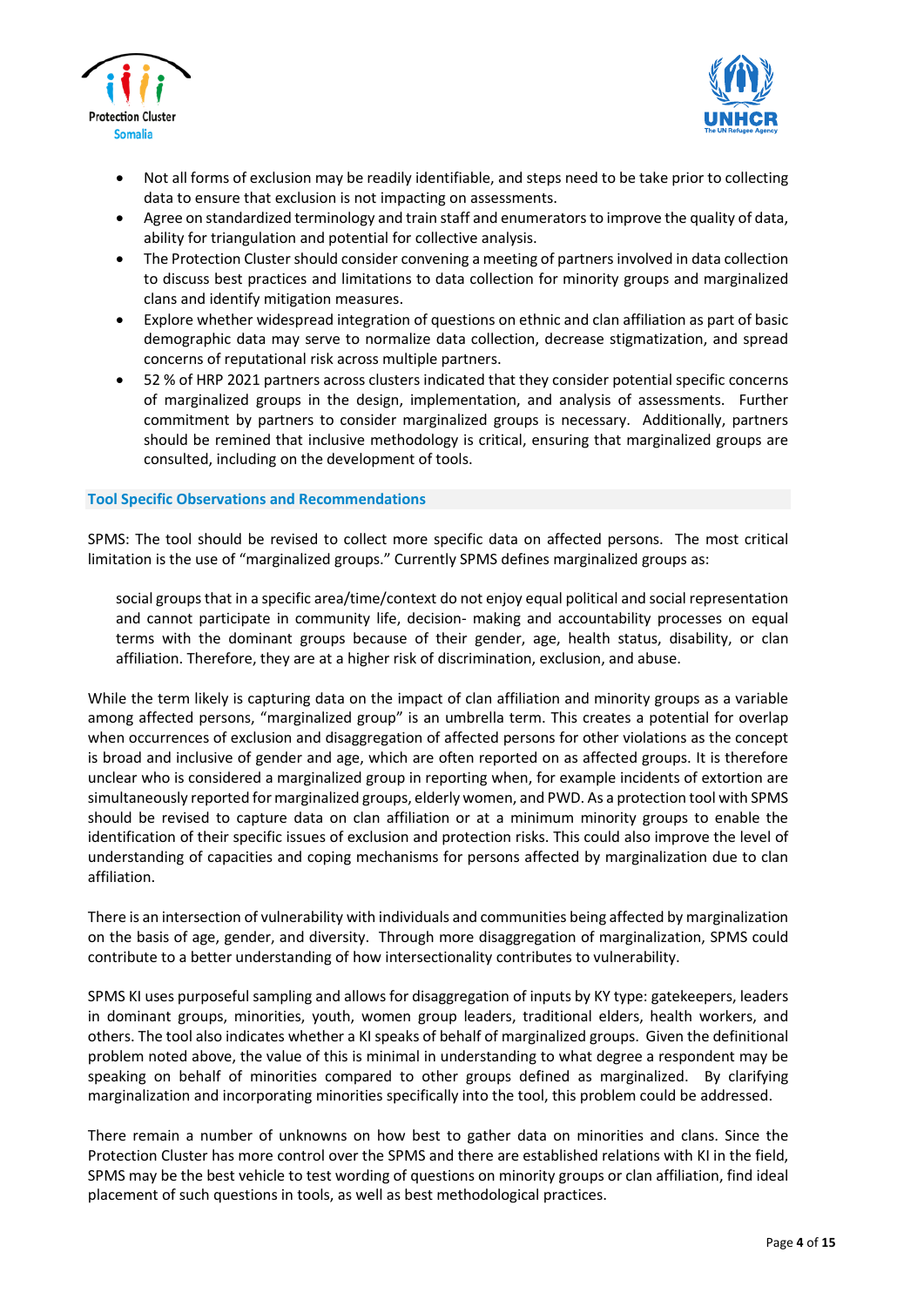- Not all forms of exclusion may be readily identifiable, and steps need to be take prior to collecting data to ensure that exclusion is not impacting on assessments.
- Agree on standardized terminology and train staff and enumerators to improve the quality of data, ability for triangulation and potential for collective analysis.
- The Protection Cluster should consider convening a meeting of partners involved in data collection to discuss best practices and limitations to data collection for minority groups and marginalized clans and identify mitigation measures.
- Explore whether widespread integration of questions on ethnic and clan affiliation as part of basic demographic data may serve to normalize data collection, decrease stigmatization, and spread concerns of reputational risk across multiple partners.
- 52 % of HRP 2021 partners across clusters indicated that they consider potential specific concerns of marginalized groups in the design, implementation, and analysis of assessments. Further commitment by partners to consider marginalized groups is necessary. Additionally, partners should be remined that inclusive methodology is critical, ensuring that marginalized groups are consulted, including on the development of tools.

### Tool Specific Observations and Recommendations

SPMS: The tool should be revised to collect more specific data on affected persons. The most critical limitation is the use of "marginalized groups." Currently SPMS defines marginalized groups as:

> social groups that in a specific area/time/context do not enjoy equal political and social representation and cannot participate in community life, decision- making and accountability processes on equal terms with the dominant groups because of their gender, age, health status, disability, or clan affiliation. Therefore, they are at a higher risk of discrimination, exclusion, and abuse.

While the term likely is capturing data on the impact of clan affiliation and minority groups as a variable among affected persons, "marginalized group" is an umbrella term. This creates a potential for overlap when occurrences of exclusion and disaggregation of affected persons for other violations as the concept is broad and inclusive of gender and age, which are often reported on as affected groups. It is therefore unclear who is considered a marginalized group in reporting when, for example incidents of extortion are simultaneously reported for marginalized groups, elderly women, and PWD. As a protection tool with SPMS should be revised to capture data on clan affiliation or at a minimum minority groups to enable the identification of their specific issues of exclusion and protection risks. This could also improve the level of understanding of capacities and coping mechanisms for persons affected by marginalization due to clan affiliation.

There is an intersection of vulnerability with individuals and communities being affected by marginalization on the basis of age, gender, and diversity. Through more disaggregation of marginalization, SPMS could contribute to a better understanding of how intersectionality contributes to vulnerability.

SPMS KI uses purposeful sampling and allows for disaggregation of inputs by KY type: gatekeepers, leaders in dominant groups, minorities, youth, women group leaders, traditional elders, health workers, and others. The tool also indicates whether a KI speaks of behalf of marginalized groups. Given the definitional problem noted above, the value of this is minimal in understanding to what degree a respondent may be speaking on behalf of minorities compared to other groups defined as marginalized. By clarifying marginalization and incorporating minorities specifically into the tool, this problem could be addressed.

There remain a number of unknowns on how best to gather data on minorities and clans. Since the Protection Cluster has more control over the SPMS and there are established relations with KI in the field, SPMS may be the best vehicle to test wording of questions on minority groups or clan affiliation, find ideal placement of such questions in tools, as well as best methodological practices.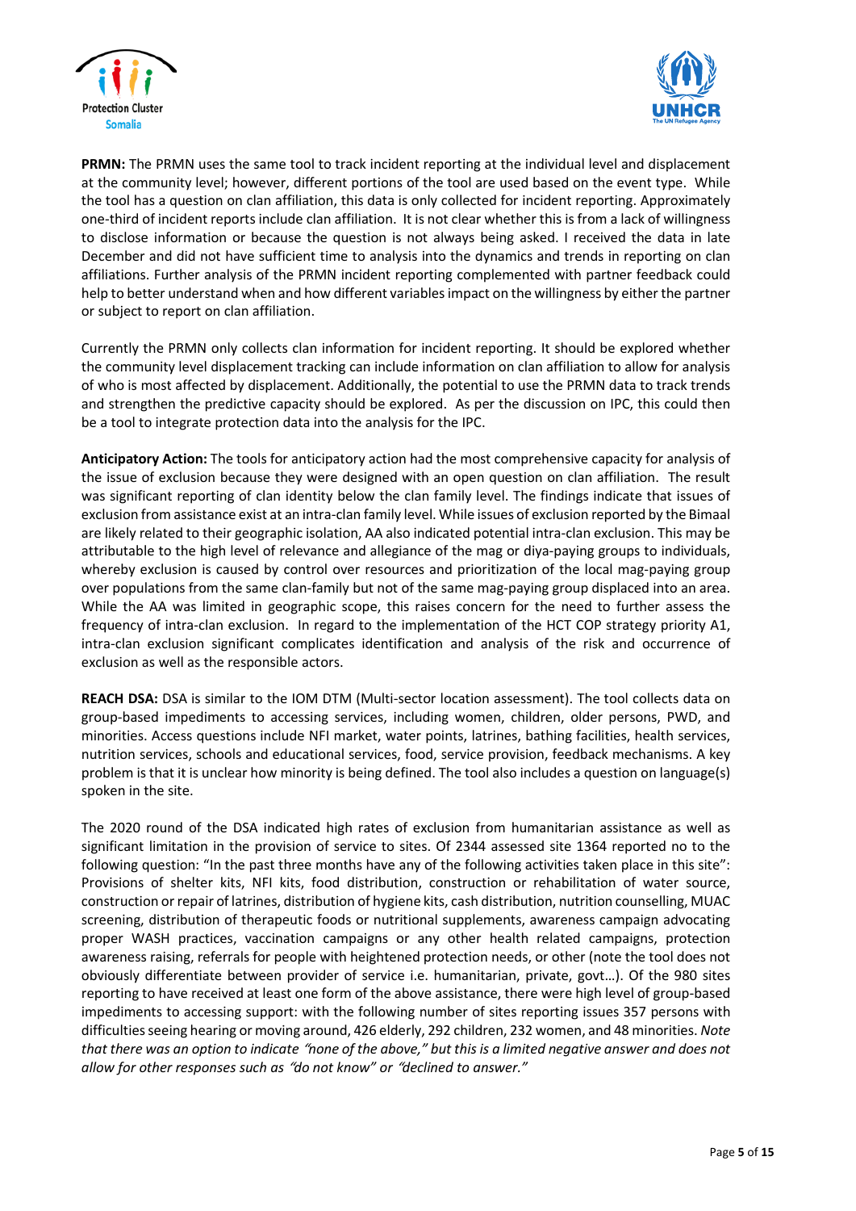**PRMN:** The PRMN uses the same tool to track incident reporting at the individual level and displacement at the community level; however, different portions of the tool are used based on the event type. While the tool has a question on clan affiliation, this data is only collected for incident reporting. Approximately one-third of incident reports include clan affiliation. It is not clear whether this is from a lack of willingness to disclose information or because the question is not always being asked. I received the data in late December and did not have sufficient time to analysis into the dynamics and trends in reporting on clan affiliations. Further analysis of the PRMN incident reporting complemented with partner feedback could help to better understand when and how different variables impact on the willingness by either the partner or subject to report on clan affiliation.

Currently the PRMN only collects clan information for incident reporting. It should be explored whether the community level displacement tracking can include information on clan affiliation to allow for analysis of who is most affected by displacement. Additionally, the potential to use the PRMN data to track trends and strengthen the predictive capacity should be explored. As per the discussion on IPC, this could then be a tool to integrate protection data into the analysis for the IPC.

**Anticipatory Action:** The tools for anticipatory action had the most comprehensive capacity for analysis of the issue of exclusion because they were designed with an open question on clan affiliation. The result was significant reporting of clan identity below the clan family level. The findings indicate that issues of exclusion from assistance exist at an intra-clan family level. While issues of exclusion reported by the Bimaal are likely related to their geographic isolation, AA also indicated potential intra-clan exclusion. This may be attributable to the high level of relevance and allegiance of the mag or diya-paying groups to individuals, whereby exclusion is caused by control over resources and prioritization of the local mag-paying group over populations from the same clan-family but not of the same mag-paying group displaced into an area. While the AA was limited in geographic scope, this raises concern for the need to further assess the frequency of intra-clan exclusion. In regard to the implementation of the HCT COP strategy priority A1, intra-clan exclusion significant complicates identification and analysis of the risk and occurrence of exclusion as well as the responsible actors.

**REACH DSA:** DSA is similar to the IOM DTM (Multi-sector location assessment). The tool collects data on group-based impediments to accessing services, including women, children, older persons, PWD, and minorities. Access questions include NFI market, water points, latrines, bathing facilities, health services, nutrition services, schools and educational services, food, service provision, feedback mechanisms. A key problem is that it is unclear how minority is being defined. The tool also includes a question on language(s) spoken in the site.

The 2020 round of the DSA indicated high rates of exclusion from humanitarian assistance as well as significant limitation in the provision of service to sites. Of 2344 assessed site 1364 reported no to the following question: "In the past three months have any of the following activities taken place in this site": Provisions of shelter kits, NFI kits, food distribution, construction or rehabilitation of water source, construction or repair of latrines, distribution of hygiene kits, cash distribution, nutrition counselling, MUAC screening, distribution of therapeutic foods or nutritional supplements, awareness campaign advocating proper WASH practices, vaccination campaigns or any other health related campaigns, protection awareness raising, referrals for people with heightened protection needs, or other (note the tool does not obviously differentiate between provider of service i.e. humanitarian, private, govt…). Of the 980 sites reporting to have received at least one form of the above assistance, there were high level of group-based impediments to accessing support: with the following number of sites reporting issues 357 persons with difficulties seeing hearing or moving around, 426 elderly, 292 children, 232 women, and 48 minorities. *Note that there was an option to indicate "none of the above," but this is a limited negative answer and does not allow for other responses such as "do not know" or "declined to answer."*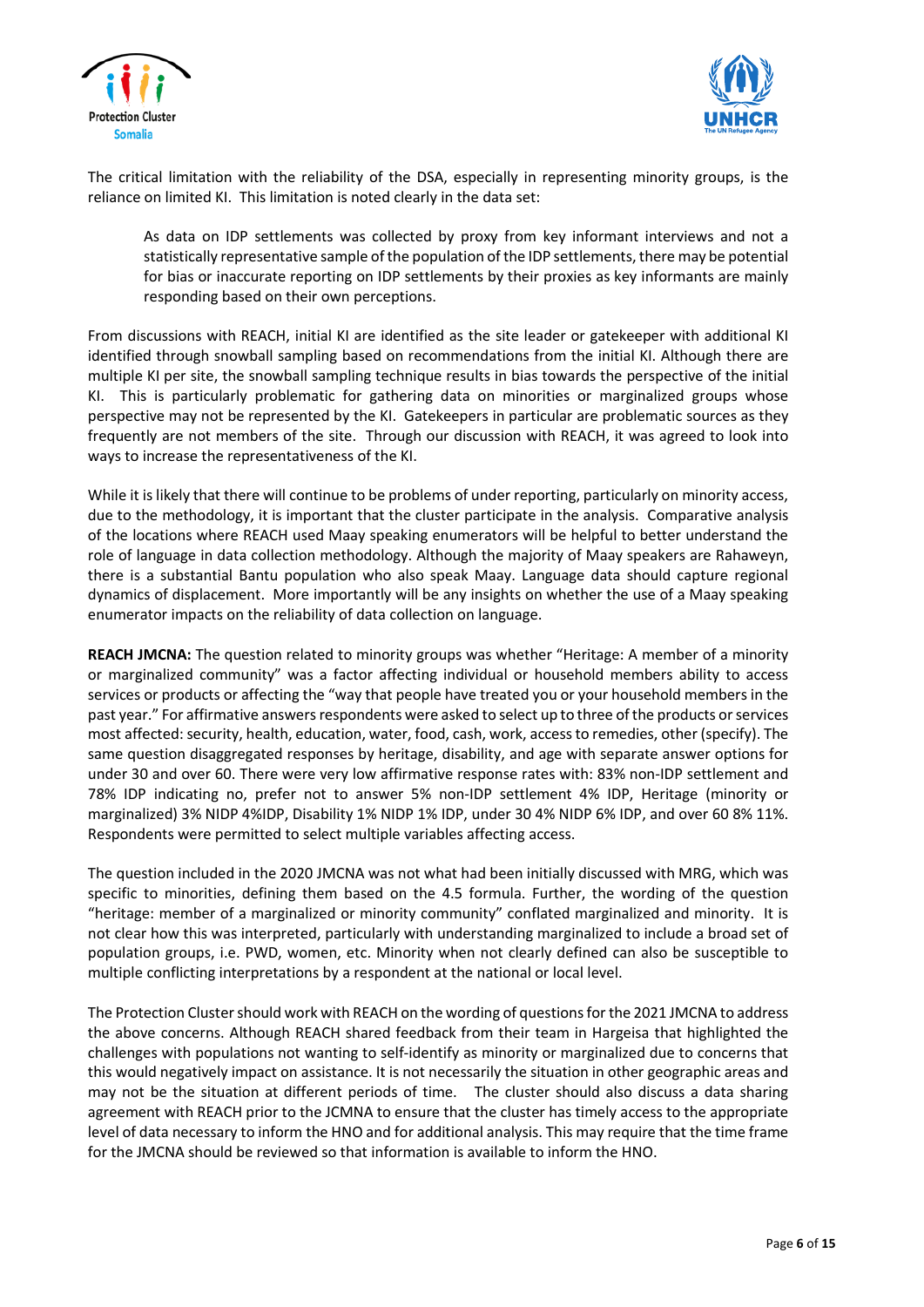The critical limitation with the reliability of the DSA, especially in representing minority groups, is the reliance on limited KI. This limitation is noted clearly in the data set:

> As data on IDP settlements was collected by proxy from key informant interviews and not a statistically representative sample of the population of the IDP settlements, there may be potential for bias or inaccurate reporting on IDP settlements by their proxies as key informants are mainly responding based on their own perceptions.

From discussions with REACH, initial KI are identified as the site leader or gatekeeper with additional KI identified through snowball sampling based on recommendations from the initial KI. Although there are multiple KI per site, the snowball sampling technique results in bias towards the perspective of the initial KI. This is particularly problematic for gathering data on minorities or marginalized groups whose perspective may not be represented by the KI. Gatekeepers in particular are problematic sources as they frequently are not members of the site. Through our discussion with REACH, it was agreed to look into ways to increase the representativeness of the KI.

While it is likely that there will continue to be problems of under reporting, particularly on minority access, due to the methodology, it is important that the cluster participate in the analysis. Comparative analysis of the locations where REACH used Maay speaking enumerators will be helpful to better understand the role of language in data collection methodology. Although the majority of Maay speakers are Rahaweyn, there is a substantial Bantu population who also speak Maay. Language data should capture regional dynamics of displacement. More importantly will be any insights on whether the use of a Maay speaking enumerator impacts on the reliability of data collection on language.

**REACH JMCNA:** The question related to minority groups was whether "Heritage: A member of a minority or marginalized community" was a factor affecting individual or household members ability to access services or products or affecting the "way that people have treated you or your household members in the past year." For affirmative answers respondents were asked to select up to three of the products or services most affected: security, health, education, water, food, cash, work, access to remedies, other (specify). The same question disaggregated responses by heritage, disability, and age with separate answer options for under 30 and over 60. There were very low affirmative response rates with: 83% non-IDP settlement and 78% IDP indicating no, prefer not to answer 5% non-IDP settlement 4% IDP, Heritage (minority or marginalized) 3% NIDP 4%IDP, Disability 1% NIDP 1% IDP, under 30 4% NIDP 6% IDP, and over 60 8% 11%. Respondents were permitted to select multiple variables affecting access.

The question included in the 2020 JMCNA was not what had been initially discussed with MRG, which was specific to minorities, defining them based on the 4.5 formula. Further, the wording of the question "heritage: member of a marginalized or minority community" conflated marginalized and minority. It is not clear how this was interpreted, particularly with understanding marginalized to include a broad set of population groups, i.e. PWD, women, etc. Minority when not clearly defined can also be susceptible to multiple conflicting interpretations by a respondent at the national or local level.

The Protection Cluster should work with REACH on the wording of questions for the 2021 JMCNA to address the above concerns. Although REACH shared feedback from their team in Hargeisa that highlighted the challenges with populations not wanting to self-identify as minority or marginalized due to concerns that this would negatively impact on assistance. It is not necessarily the situation in other geographic areas and may not be the situation at different periods of time. The cluster should also discuss a data sharing agreement with REACH prior to the JCMNA to ensure that the cluster has timely access to the appropriate level of data necessary to inform the HNO and for additional analysis. This may require that the time frame for the JMCNA should be reviewed so that information is available to inform the HNO.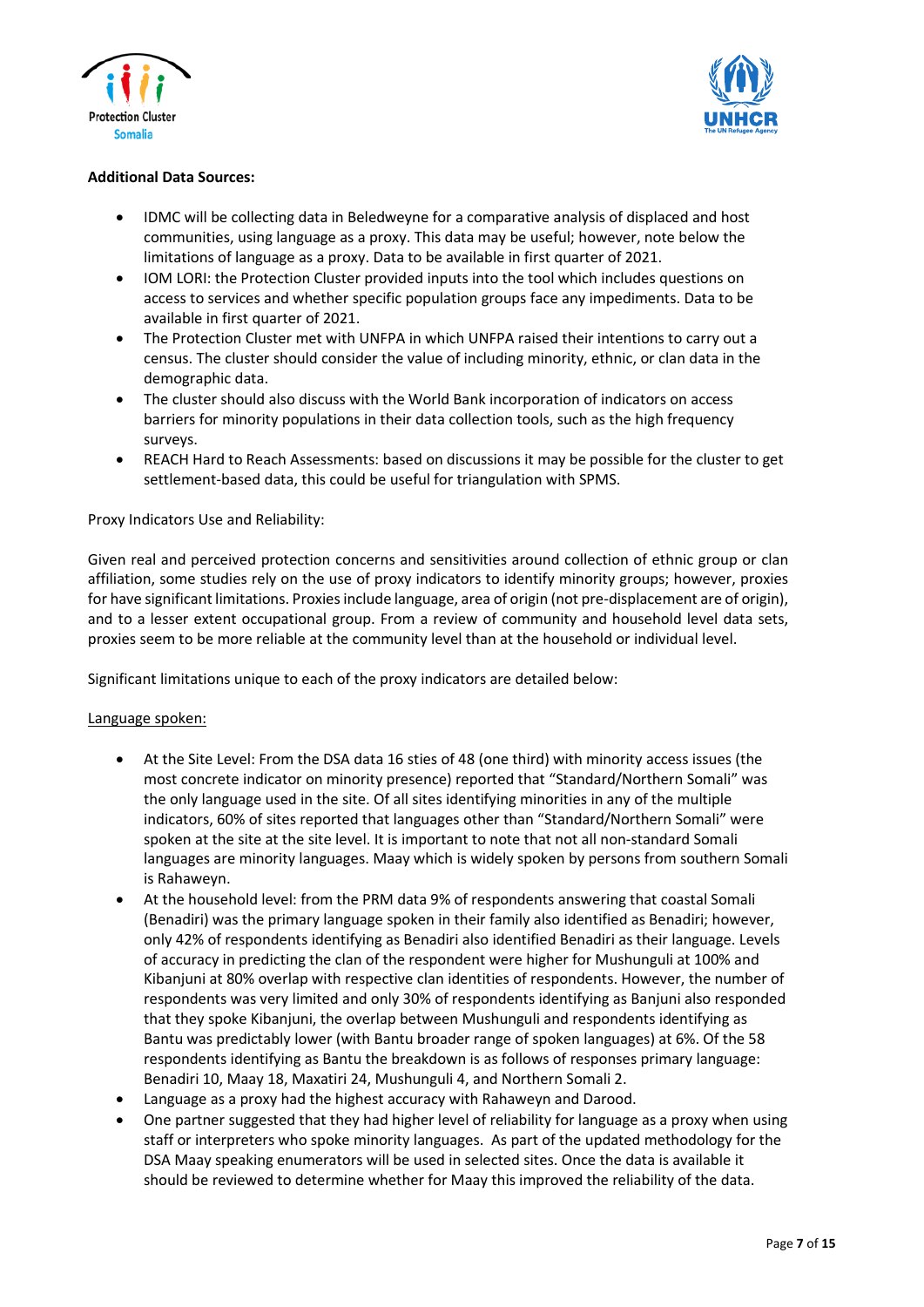**Additional Data Sources:**

- IDMC will be collecting data in Beledweyne for a comparative analysis of displaced and host communities, using language as a proxy. This data may be useful; however, note below the limitations of language as a proxy. Data to be available in first quarter of 2021.
- IOM LORI: the Protection Cluster provided inputs into the tool which includes questions on access to services and whether specific population groups face any impediments. Data to be available in first quarter of 2021.
- The Protection Cluster met with UNFPA in which UNFPA raised their intentions to carry out a census. The cluster should consider the value of including minority, ethnic, or clan data in the demographic data.
- The cluster should also discuss with the World Bank incorporation of indicators on access barriers for minority populations in their data collection tools, such as the high frequency surveys.
- REACH Hard to Reach Assessments: based on discussions it may be possible for the cluster to get settlement-based data, this could be useful for triangulation with SPMS.

Proxy Indicators Use and Reliability:

Given real and perceived protection concerns and sensitivities around collection of ethnic group or clan affiliation, some studies rely on the use of proxy indicators to identify minority groups; however, proxies for have significant limitations. Proxies include language, area of origin (not pre-displacement are of origin), and to a lesser extent occupational group. From a review of community and household level data sets, proxies seem to be more reliable at the community level than at the household or individual level.

Significant limitations unique to each of the proxy indicators are detailed below:

Language spoken:

- At the Site Level: From the DSA data 16 sties of 48 (one third) with minority access issues (the most concrete indicator on minority presence) reported that "Standard/Northern Somali" was the only language used in the site. Of all sites identifying minorities in any of the multiple indicators, 60% of sites reported that languages other than "Standard/Northern Somali" were spoken at the site at the site level. It is important to note that not all non-standard Somali languages are minority languages. Maay which is widely spoken by persons from southern Somali is Rahaweyn.
- At the household level: from the PRM data 9% of respondents answering that coastal Somali (Benadiri) was the primary language spoken in their family also identified as Benadiri; however, only 42% of respondents identifying as Benadiri also identified Benadiri as their language. Levels of accuracy in predicting the clan of the respondent were higher for Mushunguli at 100% and Kibanjuni at 80% overlap with respective clan identities of respondents. However, the number of respondents was very limited and only 30% of respondents identifying as Banjuni also responded that they spoke Kibanjuni, the overlap between Mushunguli and respondents identifying as Bantu was predictably lower (with Bantu broader range of spoken languages) at 6%. Of the 58 respondents identifying as Bantu the breakdown is as follows of responses primary language: Benadiri 10, Maay 18, Maxatiri 24, Mushunguli 4, and Northern Somali 2.
- Language as a proxy had the highest accuracy with Rahaweyn and Darood.
- One partner suggested that they had higher level of reliability for language as a proxy when using staff or interpreters who spoke minority languages. As part of the updated methodology for the DSA Maay speaking enumerators will be used in selected sites. Once the data is available it should be reviewed to determine whether for Maay this improved the reliability of the data.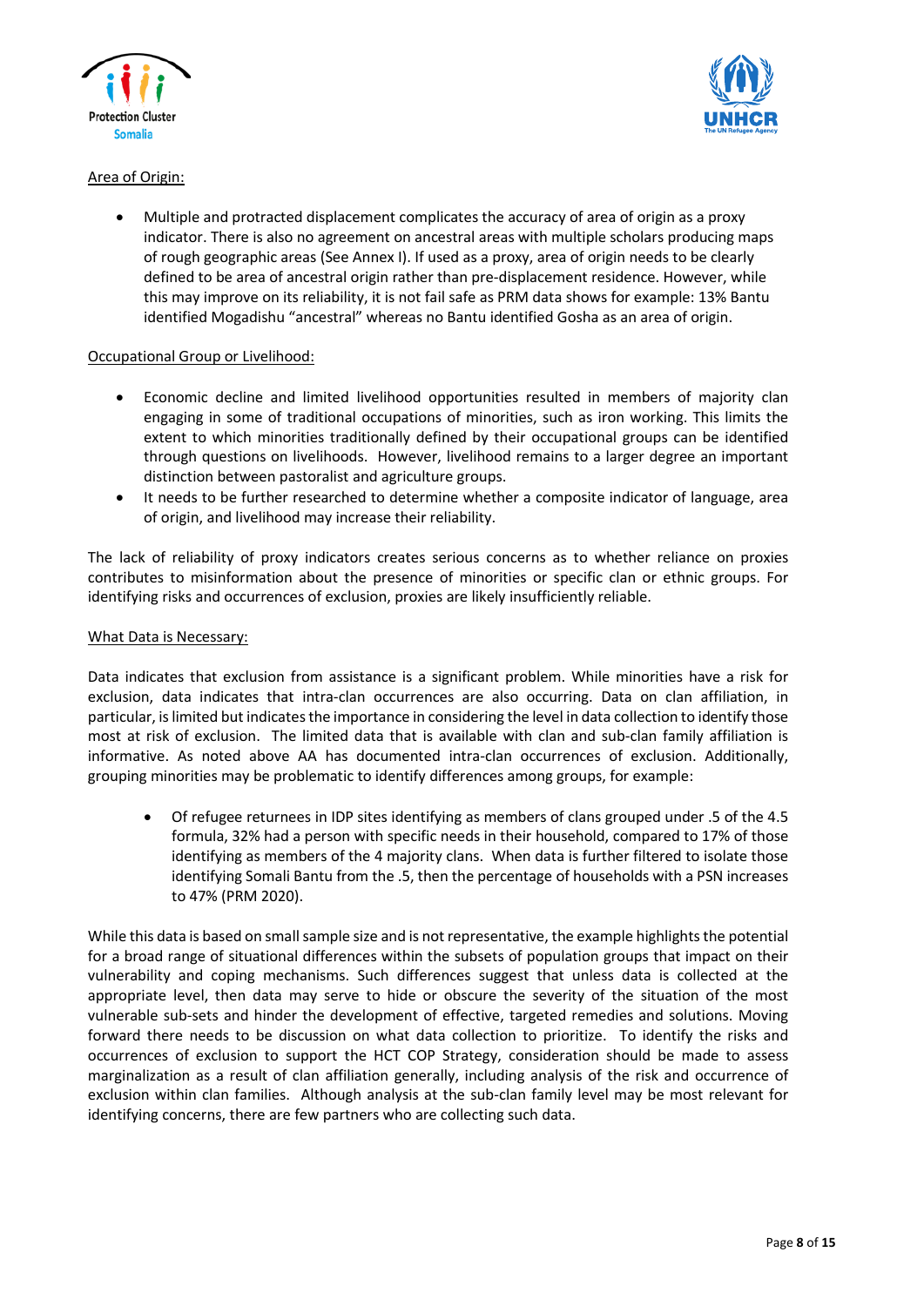Area of Origin:

- Multiple and protracted displacement complicates the accuracy of area of origin as a proxy indicator. There is also no agreement on ancestral areas with multiple scholars producing maps of rough geographic areas (See Annex I). If used as a proxy, area of origin needs to be clearly defined to be area of ancestral origin rather than pre-displacement residence. However, while this may improve on its reliability, it is not fail safe as PRM data shows for example: 13% Bantu identified Mogadishu "ancestral" whereas no Bantu identified Gosha as an area of origin.

Occupational Group or Livelihood:

- Economic decline and limited livelihood opportunities resulted in members of majority clan engaging in some of traditional occupations of minorities, such as iron working. This limits the extent to which minorities traditionally defined by their occupational groups can be identified through questions on livelihoods. However, livelihood remains to a larger degree an important distinction between pastoralist and agriculture groups.
- It needs to be further researched to determine whether a composite indicator of language, area of origin, and livelihood may increase their reliability.

The lack of reliability of proxy indicators creates serious concerns as to whether reliance on proxies contributes to misinformation about the presence of minorities or specific clan or ethnic groups. For identifying risks and occurrences of exclusion, proxies are likely insufficiently reliable.

What Data is Necessary:

Data indicates that exclusion from assistance is a significant problem. While minorities have a risk for exclusion, data indicates that intra-clan occurrences are also occurring. Data on clan affiliation, in particular, is limited but indicates the importance in considering the level in data collection to identify those most at risk of exclusion. The limited data that is available with clan and sub-clan family affiliation is informative. As noted above AA has documented intra-clan occurrences of exclusion. Additionally, grouping minorities may be problematic to identify differences among groups, for example:

- Of refugee returnees in IDP sites identifying as members of clans grouped under .5 of the 4.5 formula, 32% had a person with specific needs in their household, compared to 17% of those identifying as members of the 4 majority clans. When data is further filtered to isolate those identifying Somali Bantu from the .5, then the percentage of households with a PSN increases to 47% (PRM 2020).

While this data is based on small sample size and is not representative, the example highlights the potential for a broad range of situational differences within the subsets of population groups that impact on their vulnerability and coping mechanisms. Such differences suggest that unless data is collected at the appropriate level, then data may serve to hide or obscure the severity of the situation of the most vulnerable sub-sets and hinder the development of effective, targeted remedies and solutions. Moving forward there needs to be discussion on what data collection to prioritize. To identify the risks and occurrences of exclusion to support the HCT COP Strategy, consideration should be made to assess marginalization as a result of clan affiliation generally, including analysis of the risk and occurrence of exclusion within clan families. Although analysis at the sub-clan family level may be most relevant for identifying concerns, there are few partners who are collecting such data.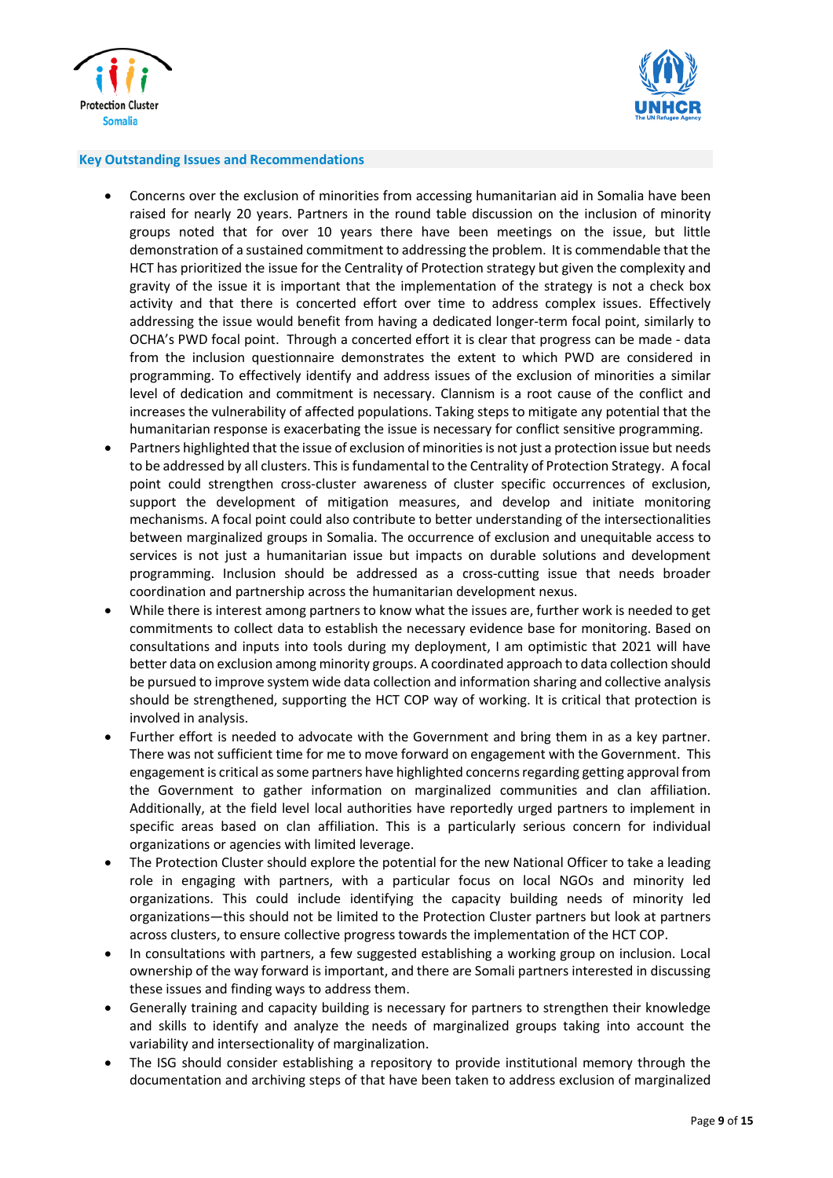## Key Outstanding Issues and Recommendations

- Concerns over the exclusion of minorities from accessing humanitarian aid in Somalia have been raised for nearly 20 years. Partners in the round table discussion on the inclusion of minority groups noted that for over 10 years there have been meetings on the issue, but little demonstration of a sustained commitment to addressing the problem. It is commendable that the HCT has prioritized the issue for the Centrality of Protection strategy but given the complexity and gravity of the issue it is important that the implementation of the strategy is not a check box activity and that there is concerted effort over time to address complex issues. Effectively addressing the issue would benefit from having a dedicated longer-term focal point, similarly to OCHA's PWD focal point. Through a concerted effort it is clear that progress can be made - data from the inclusion questionnaire demonstrates the extent to which PWD are considered in programming. To effectively identify and address issues of the exclusion of minorities a similar level of dedication and commitment is necessary. Clannism is a root cause of the conflict and increases the vulnerability of affected populations. Taking steps to mitigate any potential that the humanitarian response is exacerbating the issue is necessary for conflict sensitive programming.
- Partners highlighted that the issue of exclusion of minorities is not just a protection issue but needs to be addressed by all clusters. This is fundamental to the Centrality of Protection Strategy. A focal point could strengthen cross-cluster awareness of cluster specific occurrences of exclusion, support the development of mitigation measures, and develop and initiate monitoring mechanisms. A focal point could also contribute to better understanding of the intersectionalities between marginalized groups in Somalia. The occurrence of exclusion and unequitable access to services is not just a humanitarian issue but impacts on durable solutions and development programming. Inclusion should be addressed as a cross-cutting issue that needs broader coordination and partnership across the humanitarian development nexus.
- While there is interest among partners to know what the issues are, further work is needed to get commitments to collect data to establish the necessary evidence base for monitoring. Based on consultations and inputs into tools during my deployment, I am optimistic that 2021 will have better data on exclusion among minority groups. A coordinated approach to data collection should be pursued to improve system wide data collection and information sharing and collective analysis should be strengthened, supporting the HCT COP way of working. It is critical that protection is involved in analysis.
- Further effort is needed to advocate with the Government and bring them in as a key partner. There was not sufficient time for me to move forward on engagement with the Government. This engagement is critical as some partners have highlighted concerns regarding getting approval from the Government to gather information on marginalized communities and clan affiliation. Additionally, at the field level local authorities have reportedly urged partners to implement in specific areas based on clan affiliation. This is a particularly serious concern for individual organizations or agencies with limited leverage.
- The Protection Cluster should explore the potential for the new National Officer to take a leading role in engaging with partners, with a particular focus on local NGOs and minority led organizations. This could include identifying the capacity building needs of minority led organizations—this should not be limited to the Protection Cluster partners but look at partners across clusters, to ensure collective progress towards the implementation of the HCT COP.
- In consultations with partners, a few suggested establishing a working group on inclusion. Local ownership of the way forward is important, and there are Somali partners interested in discussing these issues and finding ways to address them.
- Generally training and capacity building is necessary for partners to strengthen their knowledge and skills to identify and analyze the needs of marginalized groups taking into account the variability and intersectionality of marginalization.
- The ISG should consider establishing a repository to provide institutional memory through the documentation and archiving steps of that have been taken to address exclusion of marginalized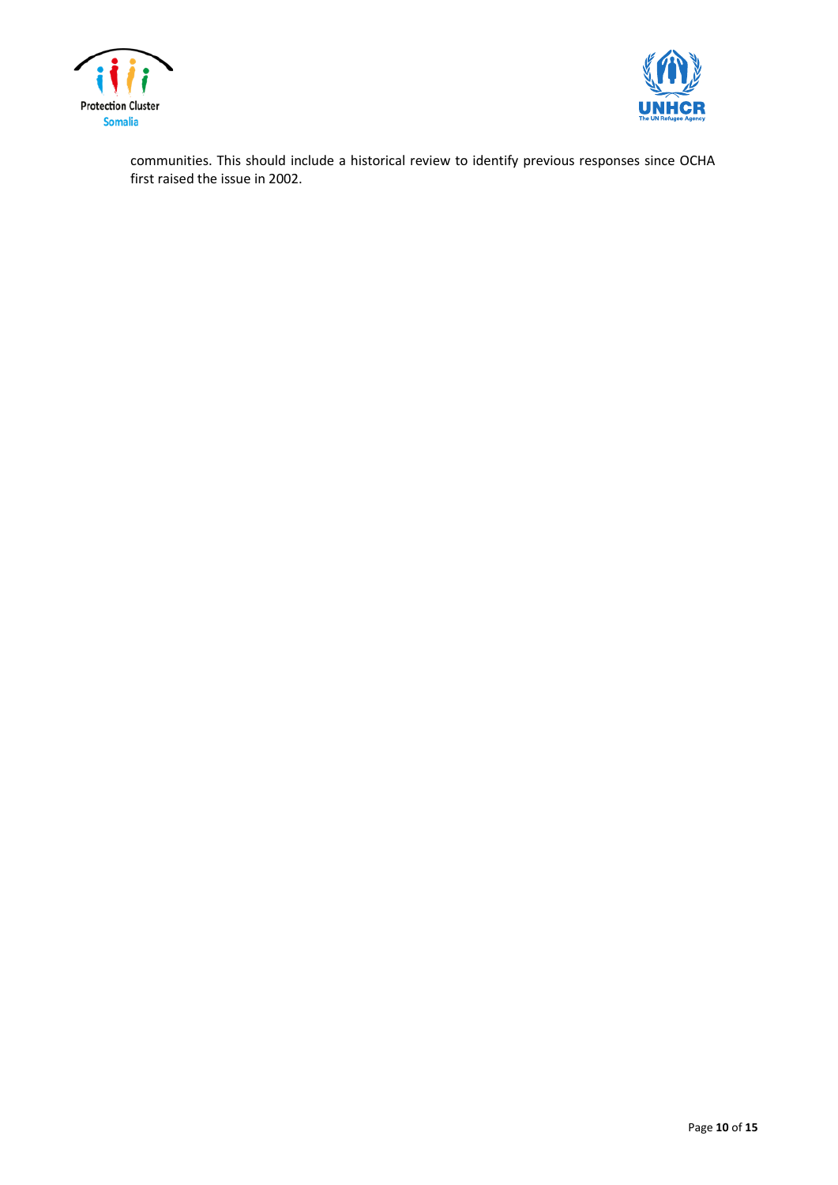communities. This should include a historical review to identify previous responses since OCHA first raised the issue in 2002.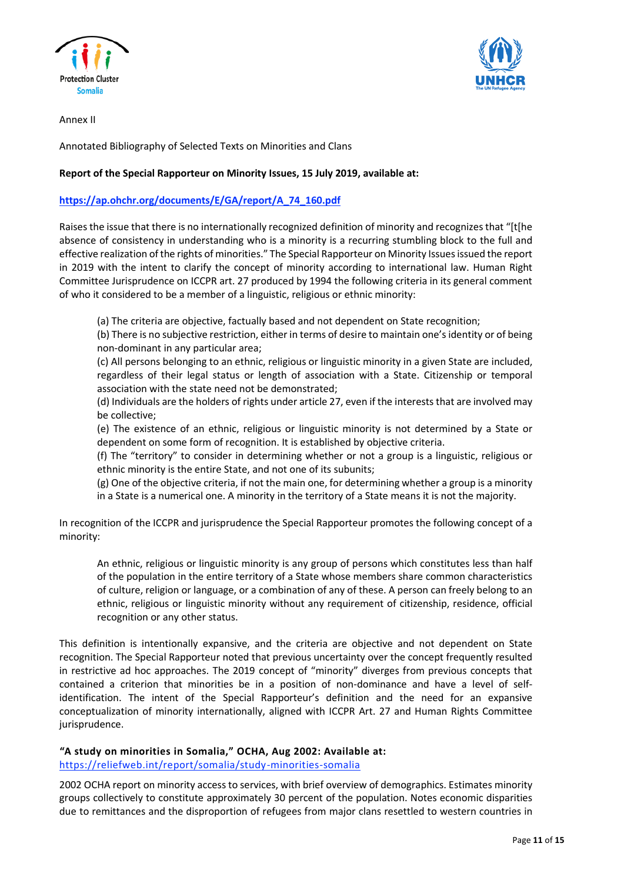Annex II

Annotated Bibliography of Selected Texts on Minorities and Clans

**Report of the Special Rapporteur on Minority Issues, 15 July 2019, available at:**

**https://ap.ohchr.org/documents/E/GA/report/A_74_160.pdf**

Raises the issue that there is no internationally recognized definition of minority and recognizes that "[t[he absence of consistency in understanding who is a minority is a recurring stumbling block to the full and effective realization of the rights of minorities." The Special Rapporteur on Minority Issues issued the report in 2019 with the intent to clarify the concept of minority according to international law. Human Right Committee Jurisprudence on ICCPR art. 27 produced by 1994 the following criteria in its general comment of who it considered to be a member of a linguistic, religious or ethnic minority:

> (a) The criteria are objective, factually based and not dependent on State recognition;
> (b) There is no subjective restriction, either in terms of desire to maintain one's identity or of being non-dominant in any particular area;
> (c) All persons belonging to an ethnic, religious or linguistic minority in a given State are included, regardless of their legal status or length of association with a State. Citizenship or temporal association with the state need not be demonstrated;
> (d) Individuals are the holders of rights under article 27, even if the interests that are involved may be collective;
> (e) The existence of an ethnic, religious or linguistic minority is not determined by a State or dependent on some form of recognition. It is established by objective criteria.
> (f) The "territory" to consider in determining whether or not a group is a linguistic, religious or ethnic minority is the entire State, and not one of its subunits;
> (g) One of the objective criteria, if not the main one, for determining whether a group is a minority in a State is a numerical one. A minority in the territory of a State means it is not the majority.

In recognition of the ICCPR and jurisprudence the Special Rapporteur promotes the following concept of a minority:

> An ethnic, religious or linguistic minority is any group of persons which constitutes less than half of the population in the entire territory of a State whose members share common characteristics of culture, religion or language, or a combination of any of these. A person can freely belong to an ethnic, religious or linguistic minority without any requirement of citizenship, residence, official recognition or any other status.

This definition is intentionally expansive, and the criteria are objective and not dependent on State recognition. The Special Rapporteur noted that previous uncertainty over the concept frequently resulted in restrictive ad hoc approaches. The 2019 concept of "minority" diverges from previous concepts that contained a criterion that minorities be in a position of non-dominance and have a level of self-identification. The intent of the Special Rapporteur's definition and the need for an expansive conceptualization of minority internationally, aligned with ICCPR Art. 27 and Human Rights Committee jurisprudence.

**"A study on minorities in Somalia," OCHA, Aug 2002: Available at:**
https://reliefweb.int/report/somalia/study-minorities-somalia

2002 OCHA report on minority access to services, with brief overview of demographics. Estimates minority groups collectively to constitute approximately 30 percent of the population. Notes economic disparities due to remittances and the disproportion of refugees from major clans resettled to western countries in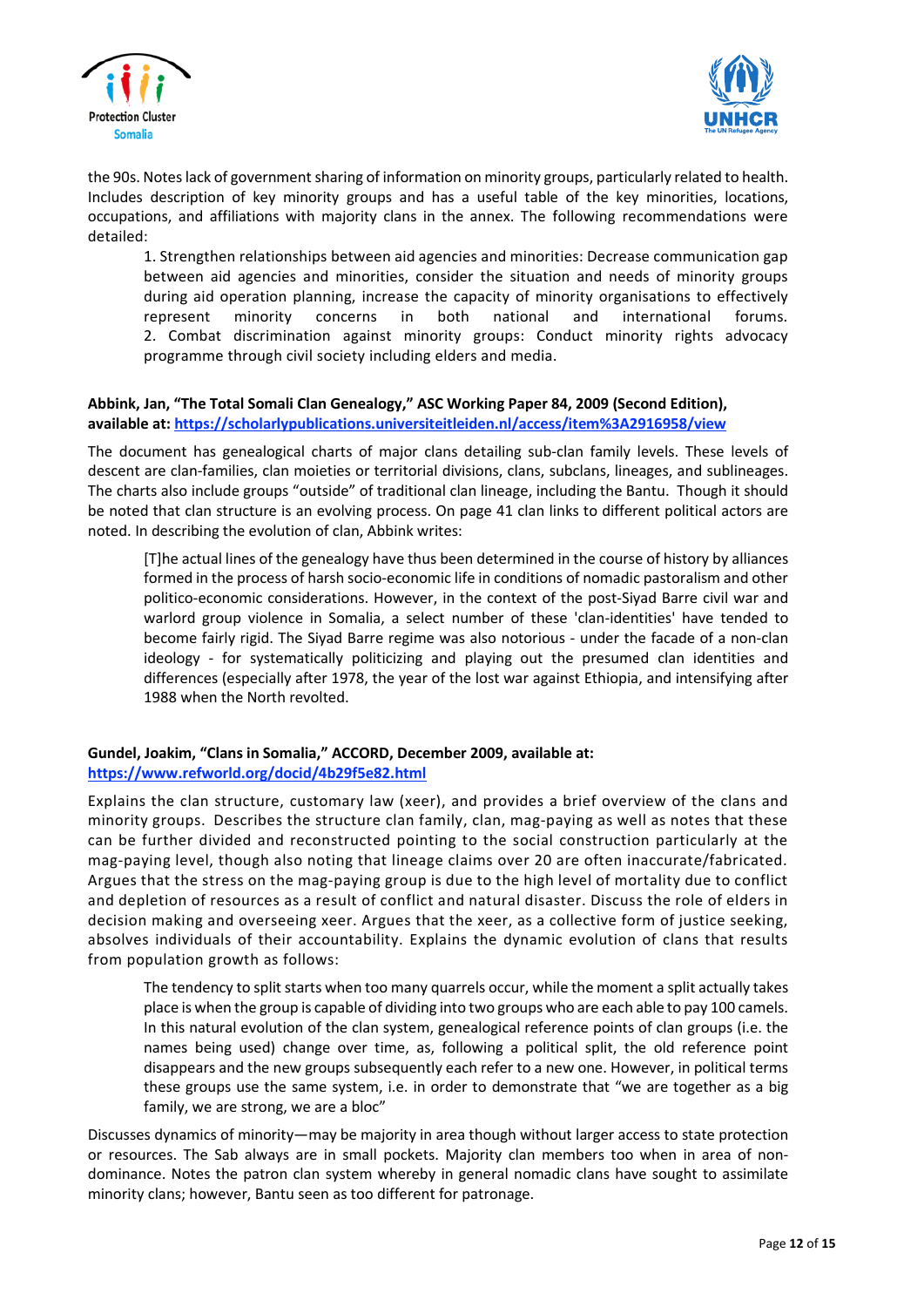the 90s. Notes lack of government sharing of information on minority groups, particularly related to health. Includes description of key minority groups and has a useful table of the key minorities, locations, occupations, and affiliations with majority clans in the annex. The following recommendations were detailed:

> 1. Strengthen relationships between aid agencies and minorities: Decrease communication gap between aid agencies and minorities, consider the situation and needs of minority groups during aid operation planning, increase the capacity of minority organisations to effectively represent minority concerns in both national and international forums.
> 2. Combat discrimination against minority groups: Conduct minority rights advocacy programme through civil society including elders and media.

**Abbink, Jan, "The Total Somali Clan Genealogy," ASC Working Paper 84, 2009 (Second Edition), available at: [https://scholarlypublications.universiteitleiden.nl/access/item%3A2916958/view](https://scholarlypublications.universiteitleiden.nl/access/item%3A2916958/view)**

The document has genealogical charts of major clans detailing sub-clan family levels. These levels of descent are clan-families, clan moieties or territorial divisions, clans, subclans, lineages, and sublineages. The charts also include groups "outside" of traditional clan lineage, including the Bantu. Though it should be noted that clan structure is an evolving process. On page 41 clan links to different political actors are noted. In describing the evolution of clan, Abbink writes:

> [T]he actual lines of the genealogy have thus been determined in the course of history by alliances formed in the process of harsh socio-economic life in conditions of nomadic pastoralism and other politico-economic considerations. However, in the context of the post-Siyad Barre civil war and warlord group violence in Somalia, a select number of these 'clan-identities' have tended to become fairly rigid. The Siyad Barre regime was also notorious - under the facade of a non-clan ideology - for systematically politicizing and playing out the presumed clan identities and differences (especially after 1978, the year of the lost war against Ethiopia, and intensifying after 1988 when the North revolted.

**Gundel, Joakim, "Clans in Somalia," ACCORD, December 2009, available at: [https://www.refworld.org/docid/4b29f5e82.html](https://www.refworld.org/docid/4b29f5e82.html)**

Explains the clan structure, customary law (xeer), and provides a brief overview of the clans and minority groups. Describes the structure clan family, clan, mag-paying as well as notes that these can be further divided and reconstructed pointing to the social construction particularly at the mag-paying level, though also noting that lineage claims over 20 are often inaccurate/fabricated. Argues that the stress on the mag-paying group is due to the high level of mortality due to conflict and depletion of resources as a result of conflict and natural disaster. Discuss the role of elders in decision making and overseeing xeer. Argues that the xeer, as a collective form of justice seeking, absolves individuals of their accountability. Explains the dynamic evolution of clans that results from population growth as follows:

> The tendency to split starts when too many quarrels occur, while the moment a split actually takes place is when the group is capable of dividing into two groups who are each able to pay 100 camels. In this natural evolution of the clan system, genealogical reference points of clan groups (i.e. the names being used) change over time, as, following a political split, the old reference point disappears and the new groups subsequently each refer to a new one. However, in political terms these groups use the same system, i.e. in order to demonstrate that "we are together as a big family, we are strong, we are a bloc"

Discusses dynamics of minority—may be majority in area though without larger access to state protection or resources. The Sab always are in small pockets. Majority clan members too when in area of non-dominance. Notes the patron clan system whereby in general nomadic clans have sought to assimilate minority clans; however, Bantu seen as too different for patronage.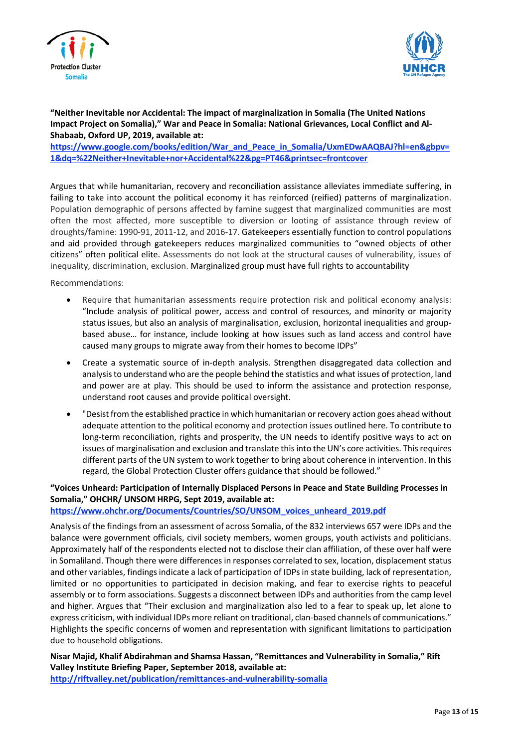**"Neither Inevitable nor Accidental: The impact of marginalization in Somalia (The United Nations Impact Project on Somalia)," War and Peace in Somalia: National Grievances, Local Conflict and Al-Shabaab, Oxford UP, 2019, available at:**
**https://www.google.com/books/edition/War_and_Peace_in_Somalia/UxmEDwAAQBAJ?hl=en&gbpv=1&dq=%22Neither+Inevitable+nor+Accidental%22&pg=PT46&printsec=frontcover**

Argues that while humanitarian, recovery and reconciliation assistance alleviates immediate suffering, in failing to take into account the political economy it has reinforced (reified) patterns of marginalization. Population demographic of persons affected by famine suggest that marginalized communities are most often the most affected, more susceptible to diversion or looting of assistance through review of droughts/famine: 1990-91, 2011-12, and 2016-17. Gatekeepers essentially function to control populations and aid provided through gatekeepers reduces marginalized communities to "owned objects of other citizens" often political elite. Assessments do not look at the structural causes of vulnerability, issues of inequality, discrimination, exclusion. Marginalized group must have full rights to accountability

Recommendations:

- Require that humanitarian assessments require protection risk and political economy analysis: "Include analysis of political power, access and control of resources, and minority or majority status issues, but also an analysis of marginalisation, exclusion, horizontal inequalities and group-based abuse… for instance, include looking at how issues such as land access and control have caused many groups to migrate away from their homes to become IDPs"
- Create a systematic source of in-depth analysis. Strengthen disaggregated data collection and analysis to understand who are the people behind the statistics and what issues of protection, land and power are at play. This should be used to inform the assistance and protection response, understand root causes and provide political oversight.
- "Desist from the established practice in which humanitarian or recovery action goes ahead without adequate attention to the political economy and protection issues outlined here. To contribute to long-term reconciliation, rights and prosperity, the UN needs to identify positive ways to act on issues of marginalisation and exclusion and translate this into the UN's core activities. This requires different parts of the UN system to work together to bring about coherence in intervention. In this regard, the Global Protection Cluster offers guidance that should be followed."

**"Voices Unheard: Participation of Internally Displaced Persons in Peace and State Building Processes in Somalia," OHCHR/ UNSOM HRPG, Sept 2019, available at:**
**https://www.ohchr.org/Documents/Countries/SO/UNSOM_voices_unheard_2019.pdf**

Analysis of the findings from an assessment of across Somalia, of the 832 interviews 657 were IDPs and the balance were government officials, civil society members, women groups, youth activists and politicians. Approximately half of the respondents elected not to disclose their clan affiliation, of these over half were in Somaliland. Though there were differences in responses correlated to sex, location, displacement status and other variables, findings indicate a lack of participation of IDPs in state building, lack of representation, limited or no opportunities to participated in decision making, and fear to exercise rights to peaceful assembly or to form associations. Suggests a disconnect between IDPs and authorities from the camp level and higher. Argues that "Their exclusion and marginalization also led to a fear to speak up, let alone to express criticism, with individual IDPs more reliant on traditional, clan-based channels of communications." Highlights the specific concerns of women and representation with significant limitations to participation due to household obligations.

**Nisar Majid, Khalif Abdirahman and Shamsa Hassan, "Remittances and Vulnerability in Somalia," Rift Valley Institute Briefing Paper, September 2018, available at:**
**http://riftvalley.net/publication/remittances-and-vulnerability-somalia**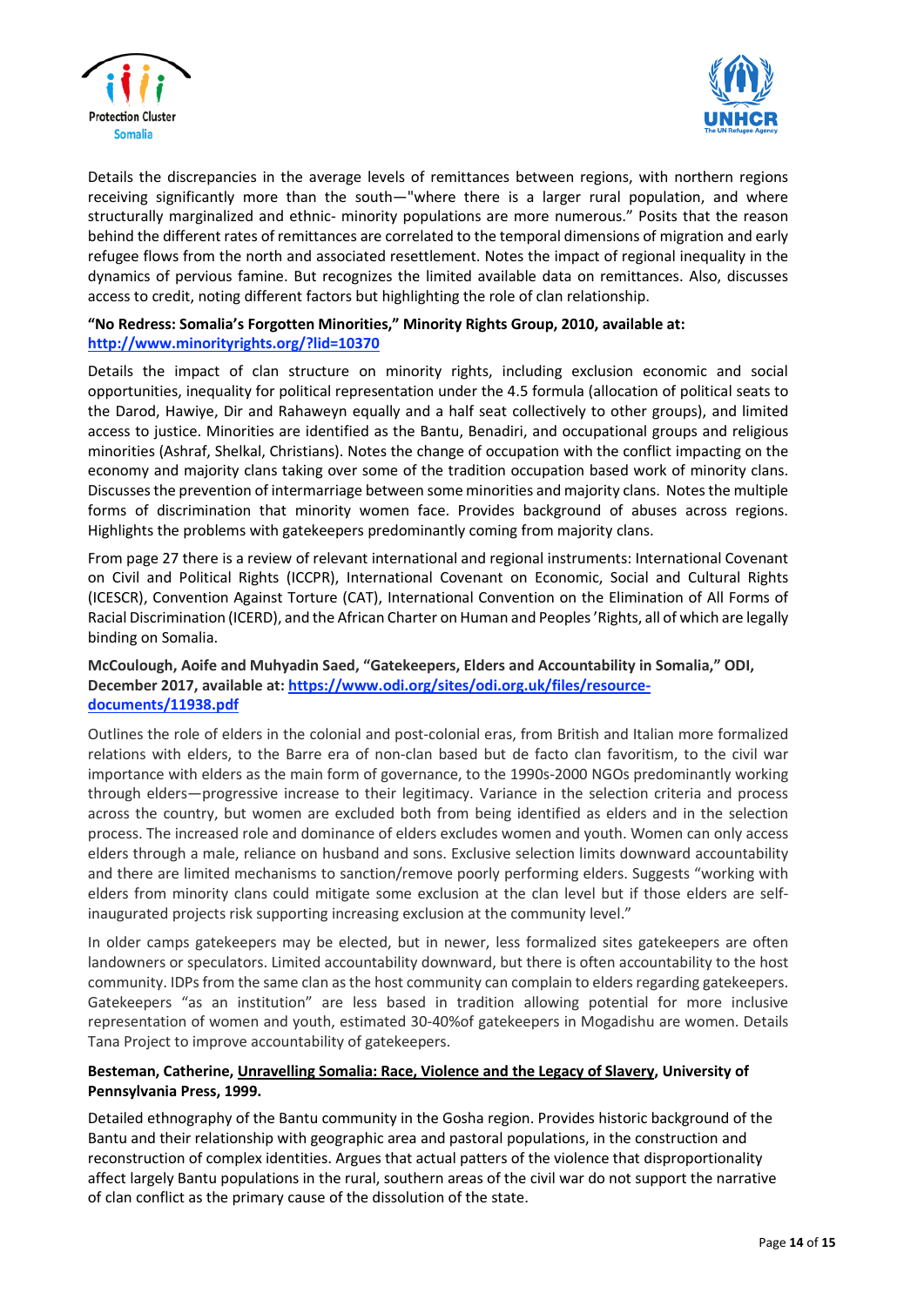Details the discrepancies in the average levels of remittances between regions, with northern regions receiving significantly more than the south—"where there is a larger rural population, and where structurally marginalized and ethnic- minority populations are more numerous." Posits that the reason behind the different rates of remittances are correlated to the temporal dimensions of migration and early refugee flows from the north and associated resettlement. Notes the impact of regional inequality in the dynamics of pervious famine. But recognizes the limited available data on remittances. Also, discusses access to credit, noting different factors but highlighting the role of clan relationship.

**"No Redress: Somalia's Forgotten Minorities," Minority Rights Group, 2010, available at: [http://www.minorityrights.org/?lid=10370](http://www.minorityrights.org/?lid=10370)**

Details the impact of clan structure on minority rights, including exclusion economic and social opportunities, inequality for political representation under the 4.5 formula (allocation of political seats to the Darod, Hawiye, Dir and Rahaweyn equally and a half seat collectively to other groups), and limited access to justice. Minorities are identified as the Bantu, Benadiri, and occupational groups and religious minorities (Ashraf, Shelkal, Christians). Notes the change of occupation with the conflict impacting on the economy and majority clans taking over some of the tradition occupation based work of minority clans. Discusses the prevention of intermarriage between some minorities and majority clans. Notes the multiple forms of discrimination that minority women face. Provides background of abuses across regions. Highlights the problems with gatekeepers predominantly coming from majority clans.

From page 27 there is a review of relevant international and regional instruments: International Covenant on Civil and Political Rights (ICCPR), International Covenant on Economic, Social and Cultural Rights (ICESCR), Convention Against Torture (CAT), International Convention on the Elimination of All Forms of Racial Discrimination (ICERD), and the African Charter on Human and Peoples'Rights, all of which are legally binding on Somalia.

**McCoulough, Aoife and Muhyadin Saed, "Gatekeepers, Elders and Accountability in Somalia," ODI, December 2017, available at: [https://www.odi.org/sites/odi.org.uk/files/resource-documents/11938.pdf](https://www.odi.org/sites/odi.org.uk/files/resource-documents/11938.pdf)**

Outlines the role of elders in the colonial and post-colonial eras, from British and Italian more formalized relations with elders, to the Barre era of non-clan based but de facto clan favoritism, to the civil war importance with elders as the main form of governance, to the 1990s-2000 NGOs predominantly working through elders—progressive increase to their legitimacy. Variance in the selection criteria and process across the country, but women are excluded both from being identified as elders and in the selection process. The increased role and dominance of elders excludes women and youth. Women can only access elders through a male, reliance on husband and sons. Exclusive selection limits downward accountability and there are limited mechanisms to sanction/remove poorly performing elders. Suggests "working with elders from minority clans could mitigate some exclusion at the clan level but if those elders are self-inaugurated projects risk supporting increasing exclusion at the community level."

In older camps gatekeepers may be elected, but in newer, less formalized sites gatekeepers are often landowners or speculators. Limited accountability downward, but there is often accountability to the host community. IDPs from the same clan as the host community can complain to elders regarding gatekeepers. Gatekeepers "as an institution" are less based in tradition allowing potential for more inclusive representation of women and youth, estimated 30-40%of gatekeepers in Mogadishu are women. Details Tana Project to improve accountability of gatekeepers.

**Besteman, Catherine, Unravelling Somalia: Race, Violence and the Legacy of Slavery, University of Pennsylvania Press, 1999.**

Detailed ethnography of the Bantu community in the Gosha region. Provides historic background of the Bantu and their relationship with geographic area and pastoral populations, in the construction and reconstruction of complex identities. Argues that actual patters of the violence that disproportionality affect largely Bantu populations in the rural, southern areas of the civil war do not support the narrative of clan conflict as the primary cause of the dissolution of the state.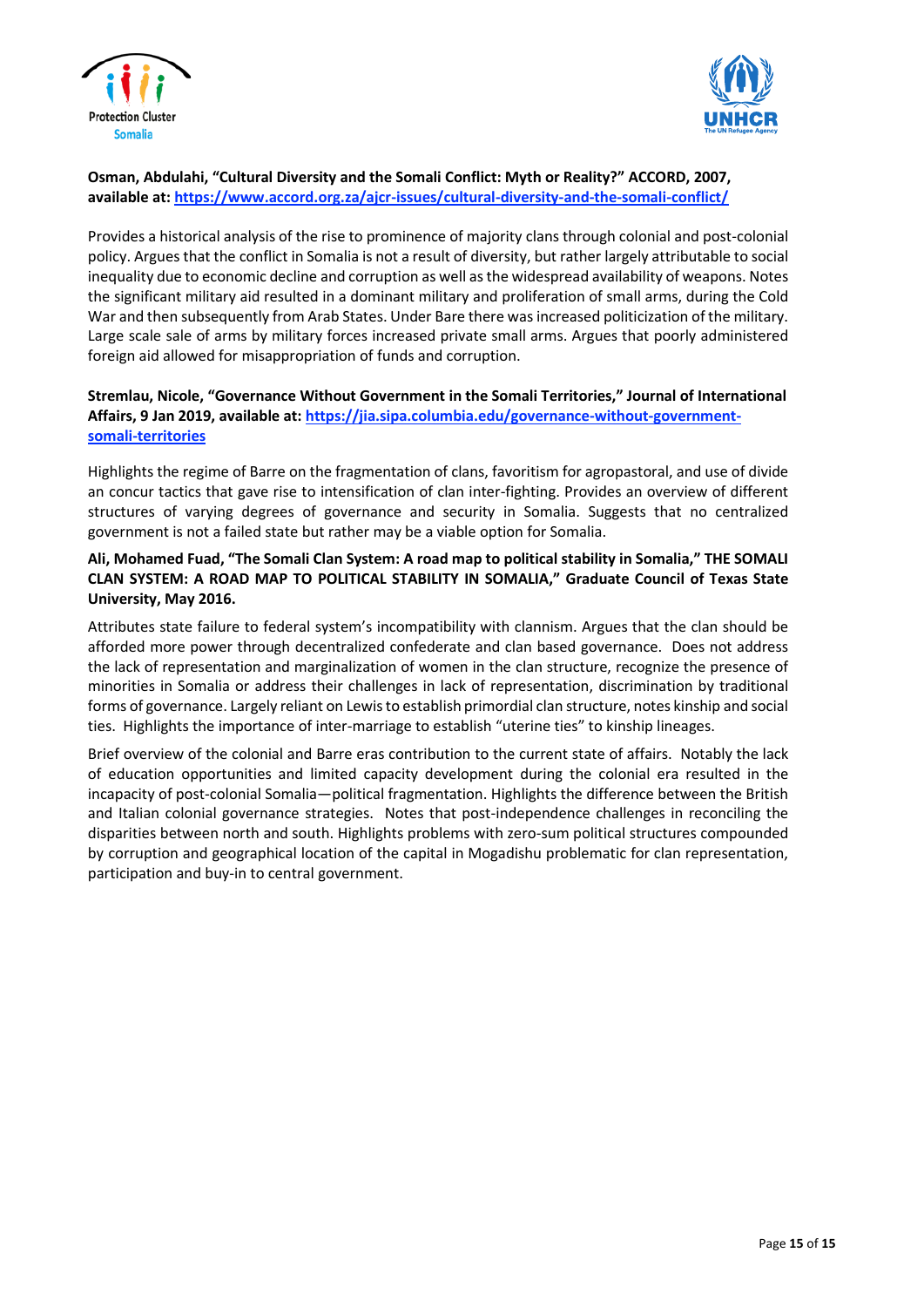**Osman, Abdulahi, "Cultural Diversity and the Somali Conflict: Myth or Reality?" ACCORD, 2007, available at: [https://www.accord.org.za/ajcr-issues/cultural-diversity-and-the-somali-conflict/](https://www.accord.org.za/ajcr-issues/cultural-diversity-and-the-somali-conflict/)**

Provides a historical analysis of the rise to prominence of majority clans through colonial and post-colonial policy. Argues that the conflict in Somalia is not a result of diversity, but rather largely attributable to social inequality due to economic decline and corruption as well as the widespread availability of weapons. Notes the significant military aid resulted in a dominant military and proliferation of small arms, during the Cold War and then subsequently from Arab States. Under Bare there was increased politicization of the military. Large scale sale of arms by military forces increased private small arms. Argues that poorly administered foreign aid allowed for misappropriation of funds and corruption.

**Stremlau, Nicole, "Governance Without Government in the Somali Territories," Journal of International Affairs, 9 Jan 2019, available at: [https://jia.sipa.columbia.edu/governance-without-government-somali-territories](https://jia.sipa.columbia.edu/governance-without-government-somali-territories)**

Highlights the regime of Barre on the fragmentation of clans, favoritism for agropastoral, and use of divide an concur tactics that gave rise to intensification of clan inter-fighting. Provides an overview of different structures of varying degrees of governance and security in Somalia. Suggests that no centralized government is not a failed state but rather may be a viable option for Somalia.

**Ali, Mohamed Fuad, "The Somali Clan System: A road map to political stability in Somalia," THE SOMALI CLAN SYSTEM: A ROAD MAP TO POLITICAL STABILITY IN SOMALIA," Graduate Council of Texas State University, May 2016.**

Attributes state failure to federal system's incompatibility with clannism. Argues that the clan should be afforded more power through decentralized confederate and clan based governance. Does not address the lack of representation and marginalization of women in the clan structure, recognize the presence of minorities in Somalia or address their challenges in lack of representation, discrimination by traditional forms of governance. Largely reliant on Lewis to establish primordial clan structure, notes kinship and social ties. Highlights the importance of inter-marriage to establish "uterine ties" to kinship lineages.

Brief overview of the colonial and Barre eras contribution to the current state of affairs. Notably the lack of education opportunities and limited capacity development during the colonial era resulted in the incapacity of post-colonial Somalia—political fragmentation. Highlights the difference between the British and Italian colonial governance strategies. Notes that post-independence challenges in reconciling the disparities between north and south. Highlights problems with zero-sum political structures compounded by corruption and geographical location of the capital in Mogadishu problematic for clan representation, participation and buy-in to central government.